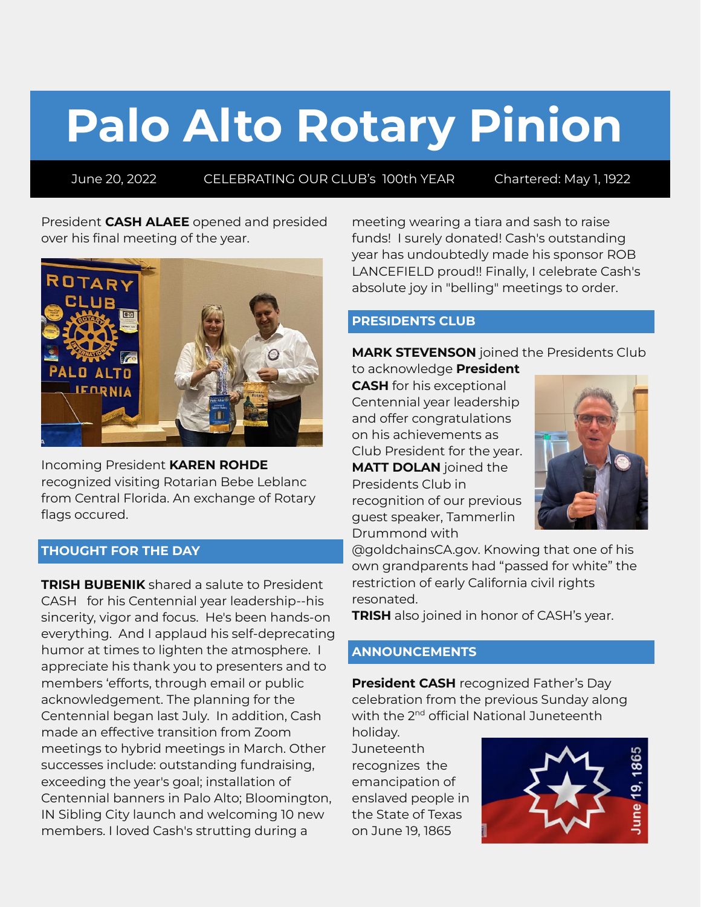# Palo Alto Rotary Pinion

June 20, 2022 CELEBRATING OUR CLUB's 100th YEAR Chartered: May 1, 1922

President **CASH ALAEE** opened and presided over his final meeting of the year.

Incoming President **KAREN ROHDE** recognized visiting Rotarian Bebe Leblanc from Central Florida. An exchange of Rotary flags occured.

## THOUGHT FOR THE DAY

**TRISH BUBENIK** shared a salute to President CASH for his Centennial year leadership--his sincerity, vigor and focus. He's been hands-on everything. And I applaud his self-deprecating humor at times to lighten the atmosphere. I appreciate his thank you to presenters and to members 'efforts, through email or public acknowledgement. The planning for the Centennial began last July. In addition, Cash made an effective transition from Zoom meetings to hybrid meetings in March. Other successes include: outstanding fundraising, exceeding the year's goal; installation of Centennial banners in Palo Alto; Bloomington, IN Sibling City launch and welcoming 10 new members. I loved Cash's strutting during a meeting wearing a tiara and sash to raise funds! I surely donated! Cash's outstanding year has undoubtedly made his sponsor ROB LANCEFIELD proud!! Finally, I celebrate Cash's absolute joy in "belling" meetings to order.

## PRESIDENTS CLUB

**MARK STEVENSON** joined the Presidents Club to acknowledge **President CASH** for his exceptional Centennial year leadership and offer congratulations on his achievements as Club President for the year.

**MATT DOLAN** joined the Presidents Club in recognition of our previous guest speaker, Tammerlin Drummond with @goldchainsCA.gov. Knowing that one of his own grandparents had "passed for white" the restriction of early California civil rights resonated.

**TRISH** also joined in honor of CASH's year.

## ANNOUNCEMENTS

**President CASH** recognized Father's Day celebration from the previous Sunday along with the 2nd official National Juneteenth holiday.

Juneteenth recognizes the emancipation of enslaved people in the State of Texas on June 19, 1865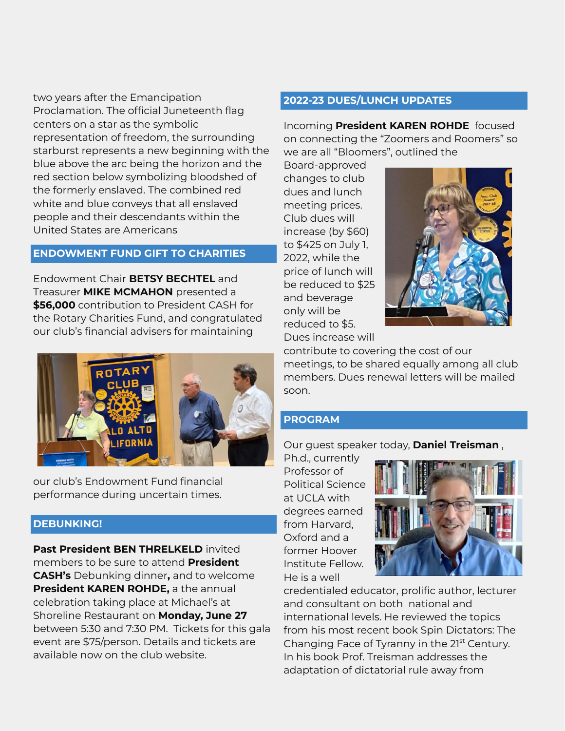two years after the Emancipation Proclamation. The official Juneteenth flag centers on a star as the symbolic representation of freedom, the surrounding starburst represents a new beginning with the blue above the arc being the horizon and the red section below symbolizing bloodshed of the formerly enslaved. The combined red white and blue conveys that all enslaved people and their descendants within the United States are Americans

## ENDOWMENT FUND GIFT TO CHARITIES

Endowment Chair **BETSY BECHTEL** and Treasurer **MIKE MCMAHON** presented a **$56,000** contribution to President CASH for the Rotary Charities Fund, and congratulated our club's financial advisers for maintaining our club's Endowment Fund financial performance during uncertain times.

## DEBUNKING!

**Past President BEN THRELKELD** invited members to be sure to attend **President CASH's** Debunking dinner**,** and to welcome **President KAREN ROHDE,** a the annual celebration taking place at Michael's at Shoreline Restaurant on **Monday, June 27** between 5:30 and 7:30 PM. Tickets for this gala event are $75/person. Details and tickets are available now on the club website.

## 2022-23 DUES/LUNCH UPDATES

Incoming **President KAREN ROHDE** focused on connecting the "Zoomers and Roomers" so we are all "Bloomers", outlined the Board-approved changes to club dues and lunch meeting prices. Club dues will increase (by $60) to $425 on July 1, 2022, while the price of lunch will be reduced to $25 and beverage only will be reduced to $5. Dues increase will contribute to covering the cost of our meetings, to be shared equally among all club members. Dues renewal letters will be mailed soon.

## PROGRAM

Our guest speaker today, **Daniel Treisman** , Ph.d., currently Professor of Political Science at UCLA with degrees earned from Harvard, Oxford and a former Hoover Institute Fellow. He is a well credentialed educator, prolific author, lecturer and consultant on both national and international levels. He reviewed the topics from his most recent book Spin Dictators: The Changing Face of Tyranny in the 21st Century. In his book Prof. Treisman addresses the adaptation of dictatorial rule away from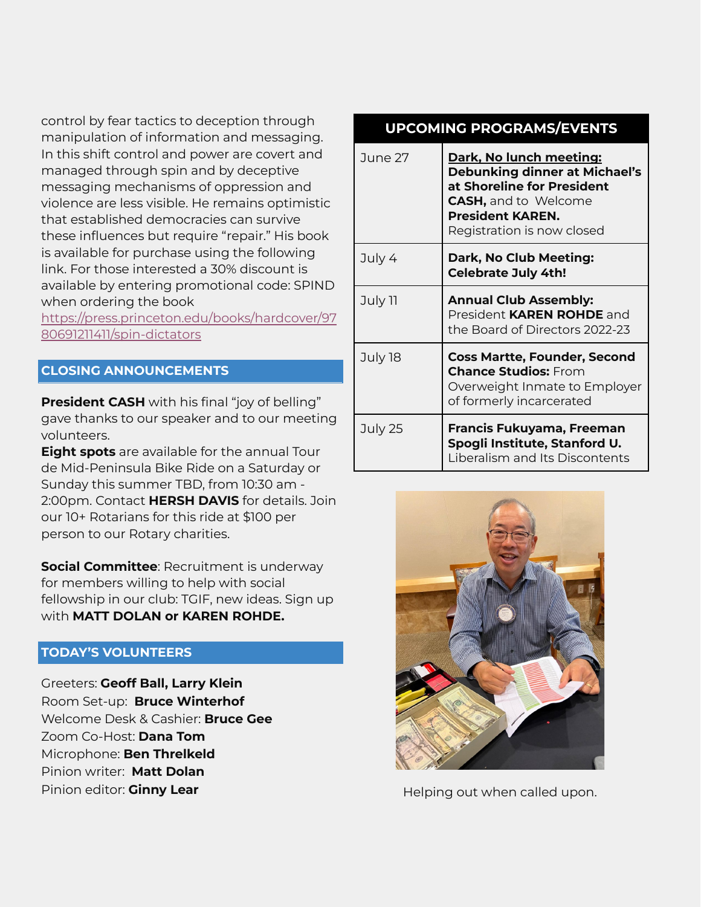control by fear tactics to deception through manipulation of information and messaging. In this shift control and power are covert and managed through spin and by deceptive messaging mechanisms of oppression and violence are less visible. He remains optimistic that established democracies can survive these influences but require "repair." His book is available for purchase using the following link. For those interested a 30% discount is available by entering promotional code: SPIND when ordering the book [https://press.princeton.edu/books/hardcover/9780691211411/spin-dictators](https://press.princeton.edu/books/hardcover/9780691211411/spin-dictators)

## CLOSING ANNOUNCEMENTS

**President CASH** with his final "joy of belling" gave thanks to our speaker and to our meeting volunteers.

**Eight spots** are available for the annual Tour de Mid-Peninsula Bike Ride on a Saturday or Sunday this summer TBD, from 10:30 am - 2:00pm. Contact **HERSH DAVIS** for details. Join our 10+ Rotarians for this ride at $100 per person to our Rotary charities.

**Social Committee**: Recruitment is underway for members willing to help with social fellowship in our club: TGIF, new ideas. Sign up with **MATT DOLAN or KAREN ROHDE.**

## TODAY'S VOLUNTEERS

Greeters: **Geoff Ball, Larry Klein**
Room Set-up: **Bruce Winterhof**
Welcome Desk & Cashier: **Bruce Gee**
Zoom Co-Host: **Dana Tom**
Microphone: **Ben Threlkeld**
Pinion writer: **Matt Dolan**
Pinion editor: **Ginny Lear**

## UPCOMING PROGRAMS/EVENTS

| | |
|---|---|
| June 27 | **Dark, No lunch meeting: Debunking dinner at Michael's at Shoreline for President CASH,** and to Welcome **President KAREN.** Registration is now closed |
| July 4 | **Dark, No Club Meeting: Celebrate July 4th!** |
| July 11 | **Annual Club Assembly:** President **KAREN ROHDE** and the Board of Directors 2022-23 |
| July 18 | **Coss Martte, Founder, Second Chance Studios:** From Overweight Inmate to Employer of formerly incarcerated |
| July 25 | **Francis Fukuyama, Freeman Spogli Institute, Stanford U.** Liberalism and Its Discontents |

Helping out when called upon.